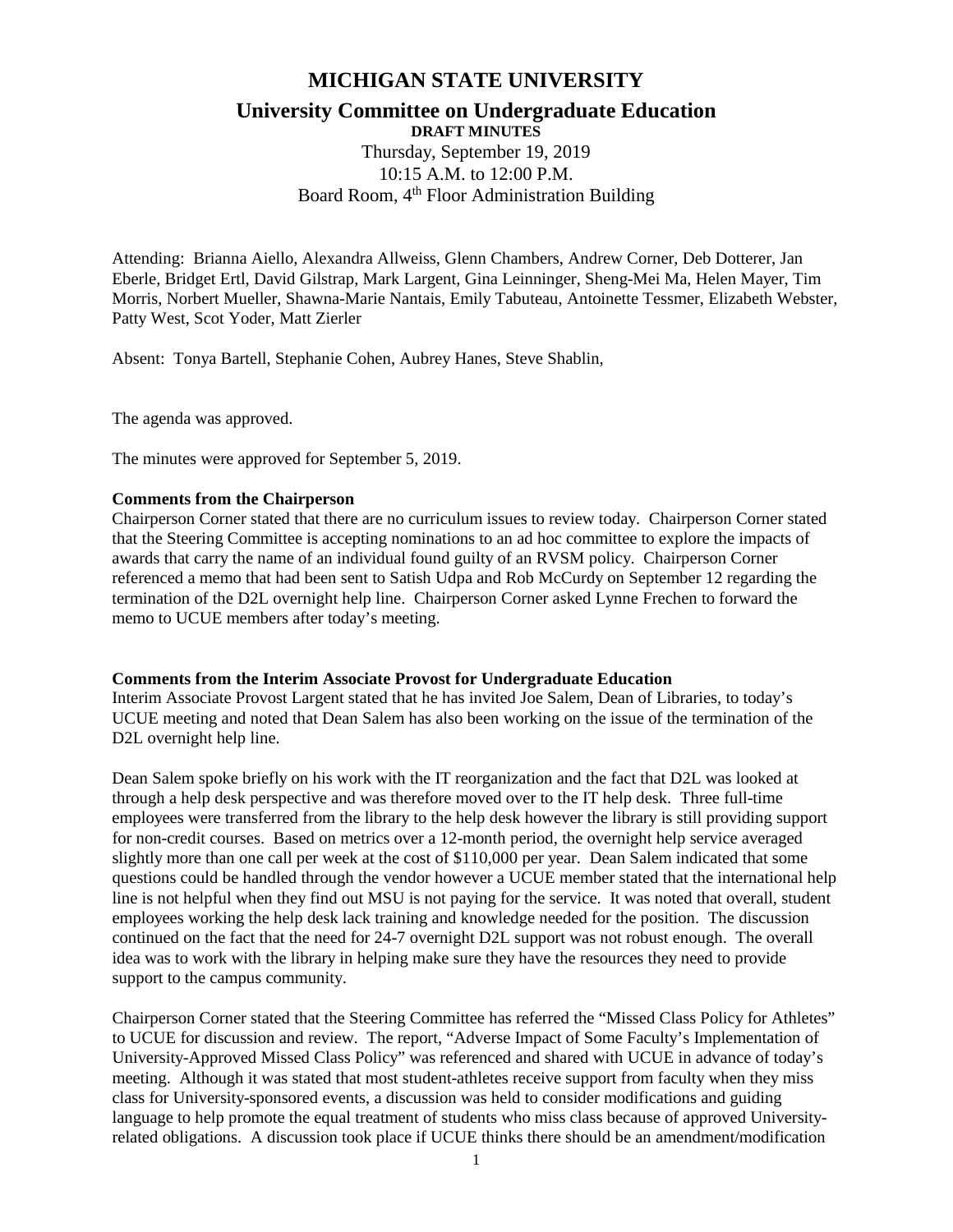# MICHIGAN STATE UNIVERSITY

## University Committee on Undergraduate Education

**DRAFT MINUTES**

Thursday, September 19, 2019
10:15 A.M. to 12:00 P.M.
Board Room, 4th Floor Administration Building

Attending: Brianna Aiello, Alexandra Allweiss, Glenn Chambers, Andrew Corner, Deb Dotterer, Jan Eberle, Bridget Ertl, David Gilstrap, Mark Largent, Gina Leinninger, Sheng-Mei Ma, Helen Mayer, Tim Morris, Norbert Mueller, Shawna-Marie Nantais, Emily Tabuteau, Antoinette Tessmer, Elizabeth Webster, Patty West, Scot Yoder, Matt Zierler

Absent: Tonya Bartell, Stephanie Cohen, Aubrey Hanes, Steve Shablin,

The agenda was approved.

The minutes were approved for September 5, 2019.

**Comments from the Chairperson**

Chairperson Corner stated that there are no curriculum issues to review today. Chairperson Corner stated that the Steering Committee is accepting nominations to an ad hoc committee to explore the impacts of awards that carry the name of an individual found guilty of an RVSM policy. Chairperson Corner referenced a memo that had been sent to Satish Udpa and Rob McCurdy on September 12 regarding the termination of the D2L overnight help line. Chairperson Corner asked Lynne Frechen to forward the memo to UCUE members after today's meeting.

**Comments from the Interim Associate Provost for Undergraduate Education**

Interim Associate Provost Largent stated that he has invited Joe Salem, Dean of Libraries, to today's UCUE meeting and noted that Dean Salem has also been working on the issue of the termination of the D2L overnight help line.

Dean Salem spoke briefly on his work with the IT reorganization and the fact that D2L was looked at through a help desk perspective and was therefore moved over to the IT help desk. Three full-time employees were transferred from the library to the help desk however the library is still providing support for non-credit courses. Based on metrics over a 12-month period, the overnight help service averaged slightly more than one call per week at the cost of $110,000 per year. Dean Salem indicated that some questions could be handled through the vendor however a UCUE member stated that the international help line is not helpful when they find out MSU is not paying for the service. It was noted that overall, student employees working the help desk lack training and knowledge needed for the position. The discussion continued on the fact that the need for 24-7 overnight D2L support was not robust enough. The overall idea was to work with the library in helping make sure they have the resources they need to provide support to the campus community.

Chairperson Corner stated that the Steering Committee has referred the "Missed Class Policy for Athletes" to UCUE for discussion and review. The report, "Adverse Impact of Some Faculty's Implementation of University-Approved Missed Class Policy" was referenced and shared with UCUE in advance of today's meeting. Although it was stated that most student-athletes receive support from faculty when they miss class for University-sponsored events, a discussion was held to consider modifications and guiding language to help promote the equal treatment of students who miss class because of approved University-related obligations. A discussion took place if UCUE thinks there should be an amendment/modification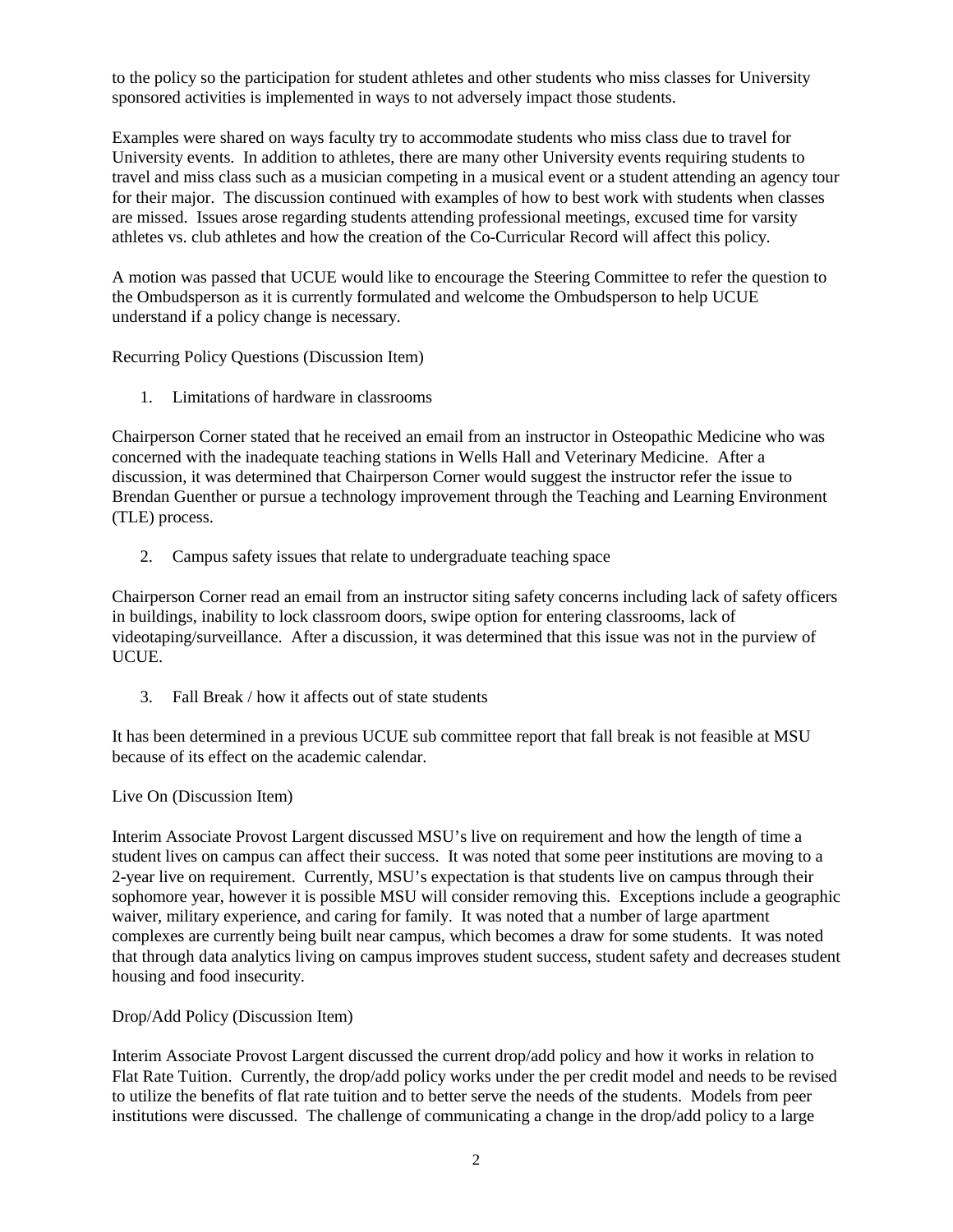to the policy so the participation for student athletes and other students who miss classes for University sponsored activities is implemented in ways to not adversely impact those students.

Examples were shared on ways faculty try to accommodate students who miss class due to travel for University events. In addition to athletes, there are many other University events requiring students to travel and miss class such as a musician competing in a musical event or a student attending an agency tour for their major. The discussion continued with examples of how to best work with students when classes are missed. Issues arose regarding students attending professional meetings, excused time for varsity athletes vs. club athletes and how the creation of the Co-Curricular Record will affect this policy.

A motion was passed that UCUE would like to encourage the Steering Committee to refer the question to the Ombudsperson as it is currently formulated and welcome the Ombudsperson to help UCUE understand if a policy change is necessary.

Recurring Policy Questions (Discussion Item)

1. Limitations of hardware in classrooms

Chairperson Corner stated that he received an email from an instructor in Osteopathic Medicine who was concerned with the inadequate teaching stations in Wells Hall and Veterinary Medicine. After a discussion, it was determined that Chairperson Corner would suggest the instructor refer the issue to Brendan Guenther or pursue a technology improvement through the Teaching and Learning Environment (TLE) process.

2. Campus safety issues that relate to undergraduate teaching space

Chairperson Corner read an email from an instructor siting safety concerns including lack of safety officers in buildings, inability to lock classroom doors, swipe option for entering classrooms, lack of videotaping/surveillance. After a discussion, it was determined that this issue was not in the purview of UCUE.

3. Fall Break / how it affects out of state students

It has been determined in a previous UCUE sub committee report that fall break is not feasible at MSU because of its effect on the academic calendar.

Live On (Discussion Item)

Interim Associate Provost Largent discussed MSU's live on requirement and how the length of time a student lives on campus can affect their success. It was noted that some peer institutions are moving to a 2-year live on requirement. Currently, MSU's expectation is that students live on campus through their sophomore year, however it is possible MSU will consider removing this. Exceptions include a geographic waiver, military experience, and caring for family. It was noted that a number of large apartment complexes are currently being built near campus, which becomes a draw for some students. It was noted that through data analytics living on campus improves student success, student safety and decreases student housing and food insecurity.

Drop/Add Policy (Discussion Item)

Interim Associate Provost Largent discussed the current drop/add policy and how it works in relation to Flat Rate Tuition. Currently, the drop/add policy works under the per credit model and needs to be revised to utilize the benefits of flat rate tuition and to better serve the needs of the students. Models from peer institutions were discussed. The challenge of communicating a change in the drop/add policy to a large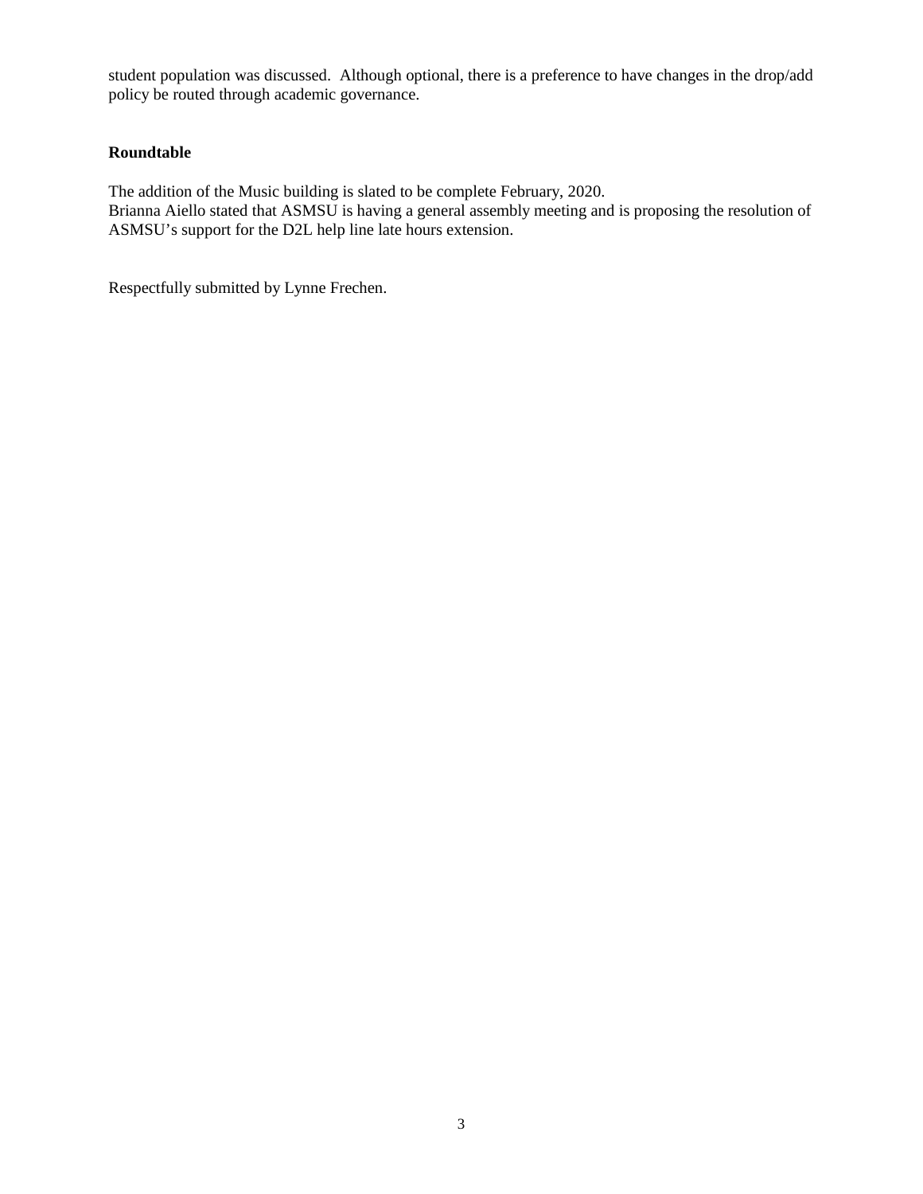student population was discussed. Although optional, there is a preference to have changes in the drop/add policy be routed through academic governance.

**Roundtable**

The addition of the Music building is slated to be complete February, 2020.
Brianna Aiello stated that ASMSU is having a general assembly meeting and is proposing the resolution of ASMSU's support for the D2L help line late hours extension.

Respectfully submitted by Lynne Frechen.